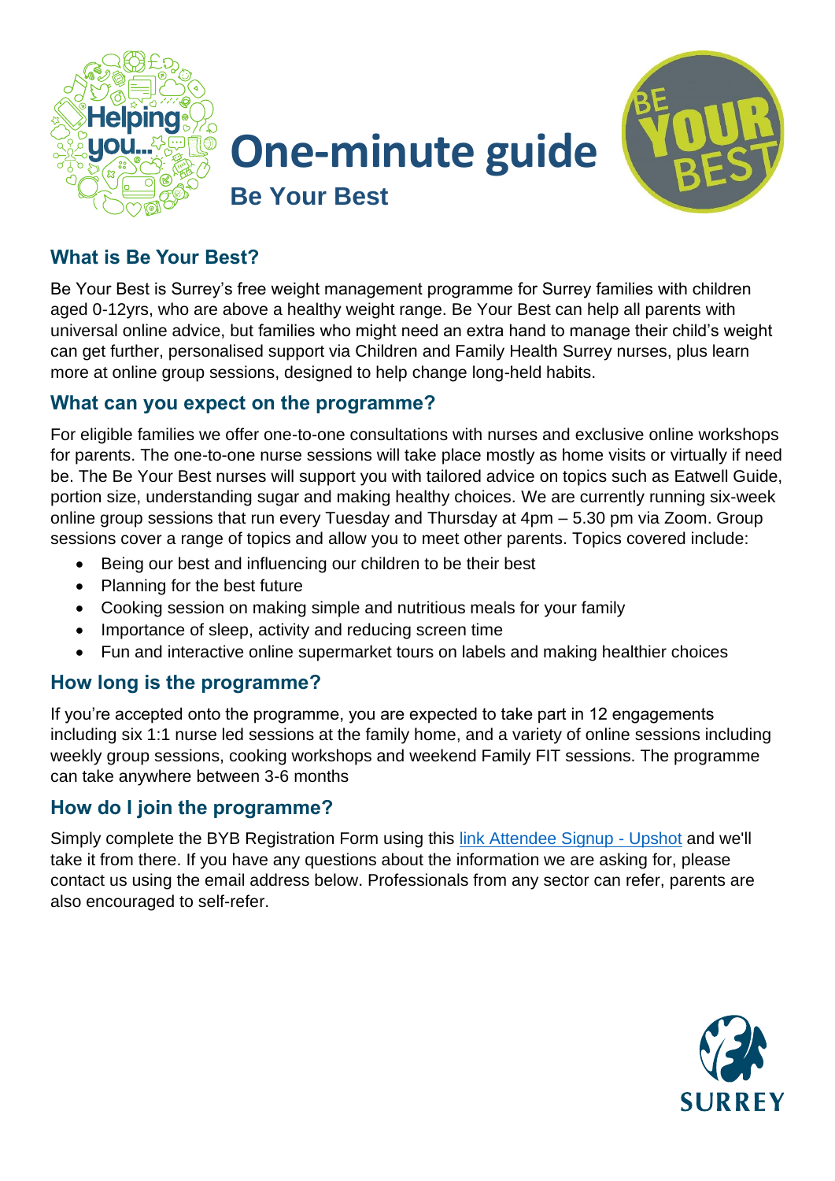# One-minute guide

## Be Your Best

### What is Be Your Best?

Be Your Best is Surrey's free weight management programme for Surrey families with children aged 0-12yrs, who are above a healthy weight range. Be Your Best can help all parents with universal online advice, but families who might need an extra hand to manage their child's weight can get further, personalised support via Children and Family Health Surrey nurses, plus learn more at online group sessions, designed to help change long-held habits.

### What can you expect on the programme?

For eligible families we offer one-to-one consultations with nurses and exclusive online workshops for parents. The one-to-one nurse sessions will take place mostly as home visits or virtually if need be. The Be Your Best nurses will support you with tailored advice on topics such as Eatwell Guide, portion size, understanding sugar and making healthy choices. We are currently running six-week online group sessions that run every Tuesday and Thursday at 4pm – 5.30 pm via Zoom. Group sessions cover a range of topics and allow you to meet other parents. Topics covered include:

- Being our best and influencing our children to be their best
- Planning for the best future
- Cooking session on making simple and nutritious meals for your family
- Importance of sleep, activity and reducing screen time
- Fun and interactive online supermarket tours on labels and making healthier choices

### How long is the programme?

If you're accepted onto the programme, you are expected to take part in 12 engagements including six 1:1 nurse led sessions at the family home, and a variety of online sessions including weekly group sessions, cooking workshops and weekend Family FIT sessions. The programme can take anywhere between 3-6 months

### How do I join the programme?

Simply complete the BYB Registration Form using this link Attendee Signup - Upshot and we'll take it from there. If you have any questions about the information we are asking for, please contact us using the email address below. Professionals from any sector can refer, parents are also encouraged to self-refer.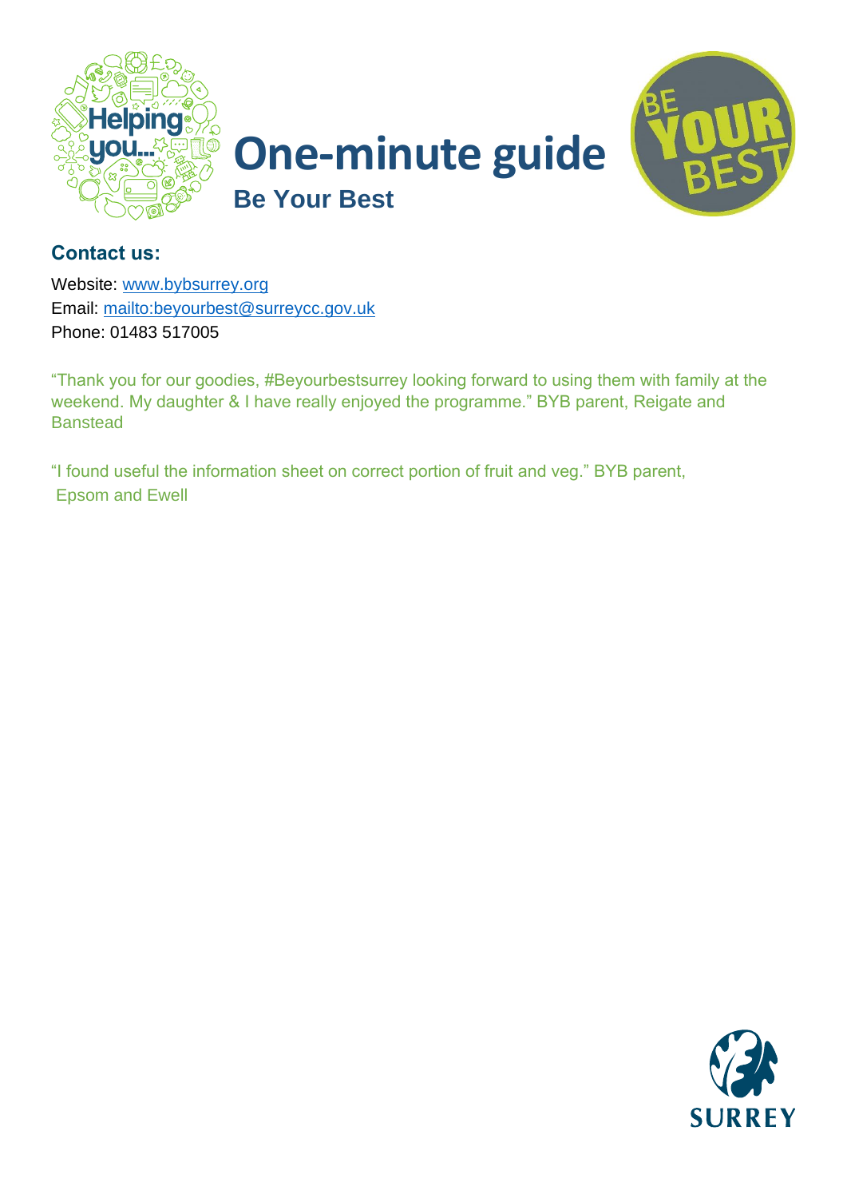# One-minute guide

## Be Your Best

### Contact us:

Website: [www.bybsurrey.org](http://www.bybsurrey.org)
Email: [mailto:beyourbest@surreycc.gov.uk](mailto:beyourbest@surreycc.gov.uk)
Phone: 01483 517005

"Thank you for our goodies, #Beyourbestsurrey looking forward to using them with family at the weekend. My daughter & I have really enjoyed the programme." BYB parent, Reigate and Banstead

"I found useful the information sheet on correct portion of fruit and veg." BYB parent, Epsom and Ewell